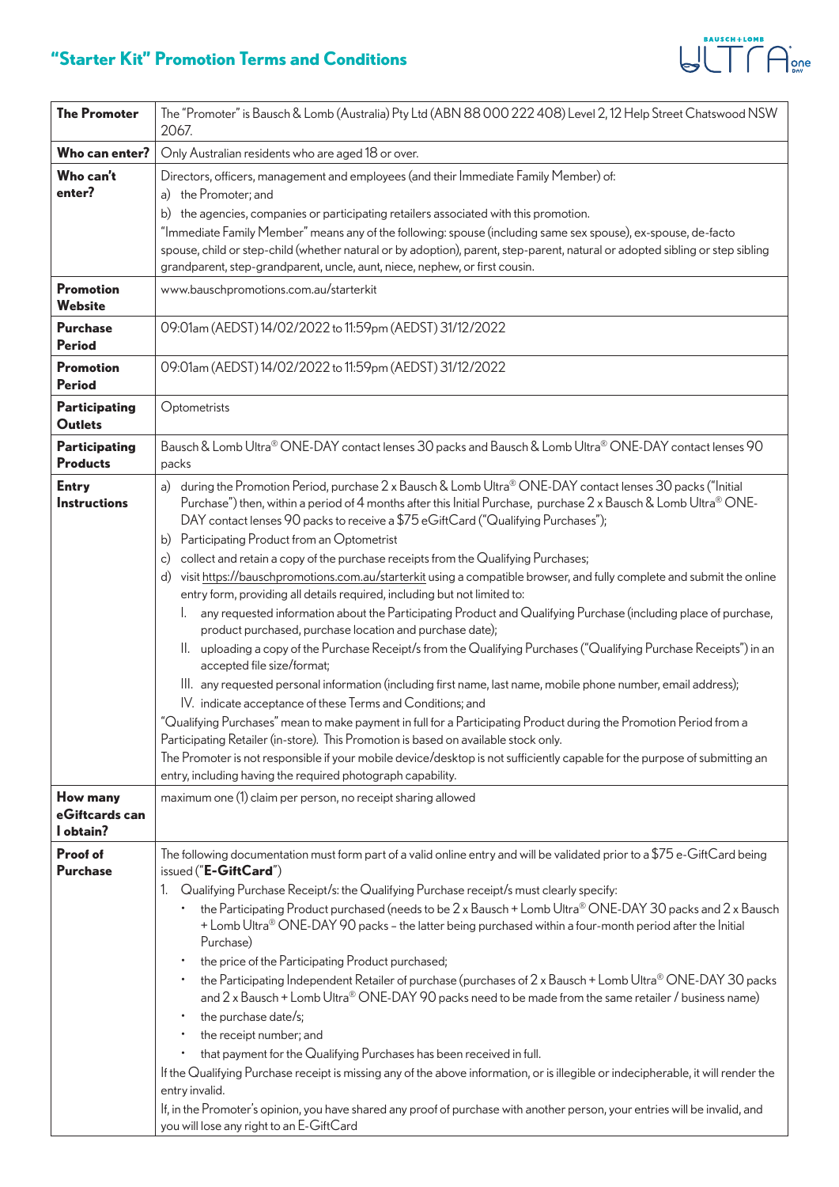# "Starter Kit" Promotion Terms and Conditions

| | |
|---|---|
| **The Promoter** | The "Promoter" is Bausch & Lomb (Australia) Pty Ltd (ABN 88 000 222 408) Level 2, 12 Help Street Chatswood NSW 2067. |
| **Who can enter?** | Only Australian residents who are aged 18 or over. |
| **Who can't enter?** | Directors, officers, management and employees (and their Immediate Family Member) of:<br>a) the Promoter; and<br>b) the agencies, companies or participating retailers associated with this promotion.<br>"Immediate Family Member" means any of the following: spouse (including same sex spouse), ex-spouse, de-facto spouse, child or step-child (whether natural or by adoption), parent, step-parent, natural or adopted sibling or step sibling grandparent, step-grandparent, uncle, aunt, niece, nephew, or first cousin. |
| **Promotion Website** | www.bauschpromotions.com.au/starterkit |
| **Purchase Period** | 09:01am (AEDST) 14/02/2022 to 11:59pm (AEDST) 31/12/2022 |
| **Promotion Period** | 09:01am (AEDST) 14/02/2022 to 11:59pm (AEDST) 31/12/2022 |
| **Participating Outlets** | Optometrists |
| **Participating Products** | Bausch & Lomb Ultra® ONE-DAY contact lenses 30 packs and Bausch & Lomb Ultra® ONE-DAY contact lenses 90 packs |
| **Entry Instructions** | a) during the Promotion Period, purchase 2 x Bausch & Lomb Ultra® ONE-DAY contact lenses 30 packs ("Initial Purchase") then, within a period of 4 months after this Initial Purchase, purchase 2 x Bausch & Lomb Ultra® ONE-DAY contact lenses 90 packs to receive a $75 eGiftCard ("Qualifying Purchases");<br>b) Participating Product from an Optometrist<br>c) collect and retain a copy of the purchase receipts from the Qualifying Purchases;<br>d) visit https://bauschpromotions.com.au/starterkit using a compatible browser, and fully complete and submit the online entry form, providing all details required, including but not limited to:<br>I. any requested information about the Participating Product and Qualifying Purchase (including place of purchase, product purchased, purchase location and purchase date);<br>II. uploading a copy of the Purchase Receipt/s from the Qualifying Purchases ("Qualifying Purchase Receipts") in an accepted file size/format;<br>III. any requested personal information (including first name, last name, mobile phone number, email address);<br>IV. indicate acceptance of these Terms and Conditions; and<br>"Qualifying Purchases" mean to make payment in full for a Participating Product during the Promotion Period from a Participating Retailer (in-store). This Promotion is based on available stock only.<br>The Promoter is not responsible if your mobile device/desktop is not sufficiently capable for the purpose of submitting an entry, including having the required photograph capability. |
| **How many eGiftcards can I obtain?** | maximum one (1) claim per person, no receipt sharing allowed |
| **Proof of Purchase** | The following documentation must form part of a valid online entry and will be validated prior to a $75 e-GiftCard being issued ("**E-GiftCard**")<br>1. Qualifying Purchase Receipt/s: the Qualifying Purchase receipt/s must clearly specify:<br>• the Participating Product purchased (needs to be 2 x Bausch + Lomb Ultra® ONE-DAY 30 packs and 2 x Bausch + Lomb Ultra® ONE-DAY 90 packs – the latter being purchased within a four-month period after the Initial Purchase)<br>• the price of the Participating Product purchased;<br>• the Participating Independent Retailer of purchase (purchases of 2 x Bausch + Lomb Ultra® ONE-DAY 30 packs and 2 x Bausch + Lomb Ultra® ONE-DAY 90 packs need to be made from the same retailer / business name)<br>• the purchase date/s;<br>• the receipt number; and<br>• that payment for the Qualifying Purchases has been received in full.<br>If the Qualifying Purchase receipt is missing any of the above information, or is illegible or indecipherable, it will render the entry invalid.<br>If, in the Promoter's opinion, you have shared any proof of purchase with another person, your entries will be invalid, and you will lose any right to an E-GiftCard |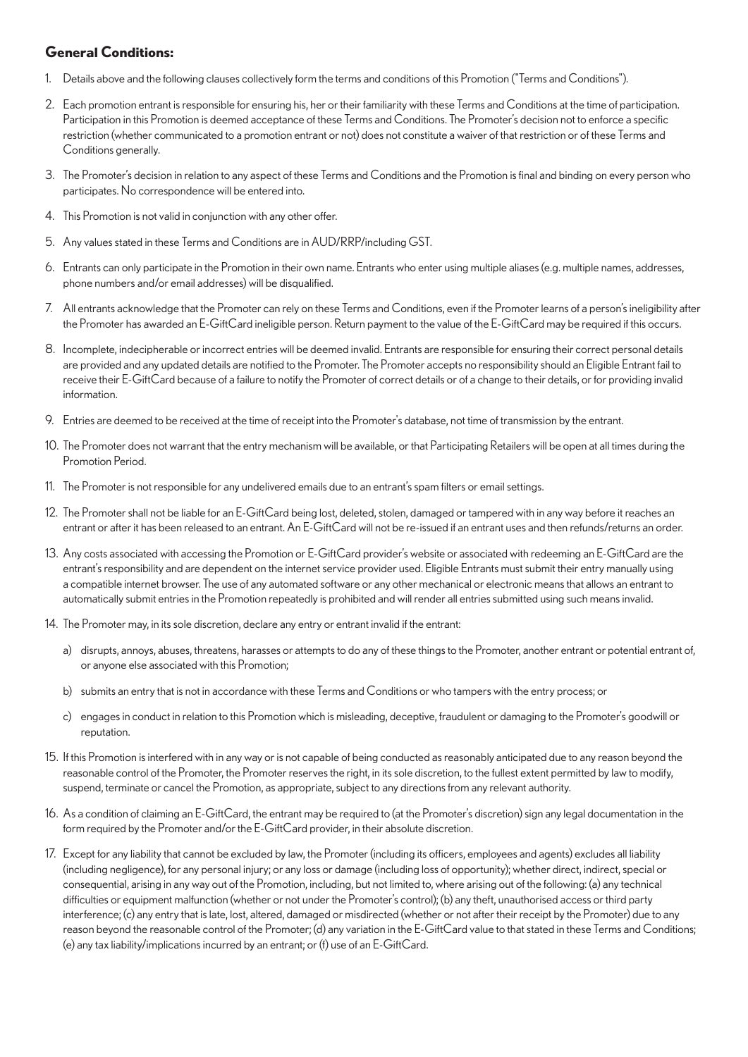## General Conditions:

1. Details above and the following clauses collectively form the terms and conditions of this Promotion ("Terms and Conditions").

2. Each promotion entrant is responsible for ensuring his, her or their familiarity with these Terms and Conditions at the time of participation. Participation in this Promotion is deemed acceptance of these Terms and Conditions. The Promoter's decision not to enforce a specific restriction (whether communicated to a promotion entrant or not) does not constitute a waiver of that restriction or of these Terms and Conditions generally.

3. The Promoter's decision in relation to any aspect of these Terms and Conditions and the Promotion is final and binding on every person who participates. No correspondence will be entered into.

4. This Promotion is not valid in conjunction with any other offer.

5. Any values stated in these Terms and Conditions are in AUD/RRP/including GST.

6. Entrants can only participate in the Promotion in their own name. Entrants who enter using multiple aliases (e.g. multiple names, addresses, phone numbers and/or email addresses) will be disqualified.

7. All entrants acknowledge that the Promoter can rely on these Terms and Conditions, even if the Promoter learns of a person's ineligibility after the Promoter has awarded an E-GiftCard ineligible person. Return payment to the value of the E-GiftCard may be required if this occurs.

8. Incomplete, indecipherable or incorrect entries will be deemed invalid. Entrants are responsible for ensuring their correct personal details are provided and any updated details are notified to the Promoter. The Promoter accepts no responsibility should an Eligible Entrant fail to receive their E-GiftCard because of a failure to notify the Promoter of correct details or of a change to their details, or for providing invalid information.

9. Entries are deemed to be received at the time of receipt into the Promoter's database, not time of transmission by the entrant.

10. The Promoter does not warrant that the entry mechanism will be available, or that Participating Retailers will be open at all times during the Promotion Period.

11. The Promoter is not responsible for any undelivered emails due to an entrant's spam filters or email settings.

12. The Promoter shall not be liable for an E-GiftCard being lost, deleted, stolen, damaged or tampered with in any way before it reaches an entrant or after it has been released to an entrant. An E-GiftCard will not be re-issued if an entrant uses and then refunds/returns an order.

13. Any costs associated with accessing the Promotion or E-GiftCard provider's website or associated with redeeming an E-GiftCard are the entrant's responsibility and are dependent on the internet service provider used. Eligible Entrants must submit their entry manually using a compatible internet browser. The use of any automated software or any other mechanical or electronic means that allows an entrant to automatically submit entries in the Promotion repeatedly is prohibited and will render all entries submitted using such means invalid.

14. The Promoter may, in its sole discretion, declare any entry or entrant invalid if the entrant:

    a) disrupts, annoys, abuses, threatens, harasses or attempts to do any of these things to the Promoter, another entrant or potential entrant of, or anyone else associated with this Promotion;

    b) submits an entry that is not in accordance with these Terms and Conditions or who tampers with the entry process; or

    c) engages in conduct in relation to this Promotion which is misleading, deceptive, fraudulent or damaging to the Promoter's goodwill or reputation.

15. If this Promotion is interfered with in any way or is not capable of being conducted as reasonably anticipated due to any reason beyond the reasonable control of the Promoter, the Promoter reserves the right, in its sole discretion, to the fullest extent permitted by law to modify, suspend, terminate or cancel the Promotion, as appropriate, subject to any directions from any relevant authority.

16. As a condition of claiming an E-GiftCard, the entrant may be required to (at the Promoter's discretion) sign any legal documentation in the form required by the Promoter and/or the E-GiftCard provider, in their absolute discretion.

17. Except for any liability that cannot be excluded by law, the Promoter (including its officers, employees and agents) excludes all liability (including negligence), for any personal injury; or any loss or damage (including loss of opportunity); whether direct, indirect, special or consequential, arising in any way out of the Promotion, including, but not limited to, where arising out of the following: (a) any technical difficulties or equipment malfunction (whether or not under the Promoter's control); (b) any theft, unauthorised access or third party interference; (c) any entry that is late, lost, altered, damaged or misdirected (whether or not after their receipt by the Promoter) due to any reason beyond the reasonable control of the Promoter; (d) any variation in the E-GiftCard value to that stated in these Terms and Conditions; (e) any tax liability/implications incurred by an entrant; or (f) use of an E-GiftCard.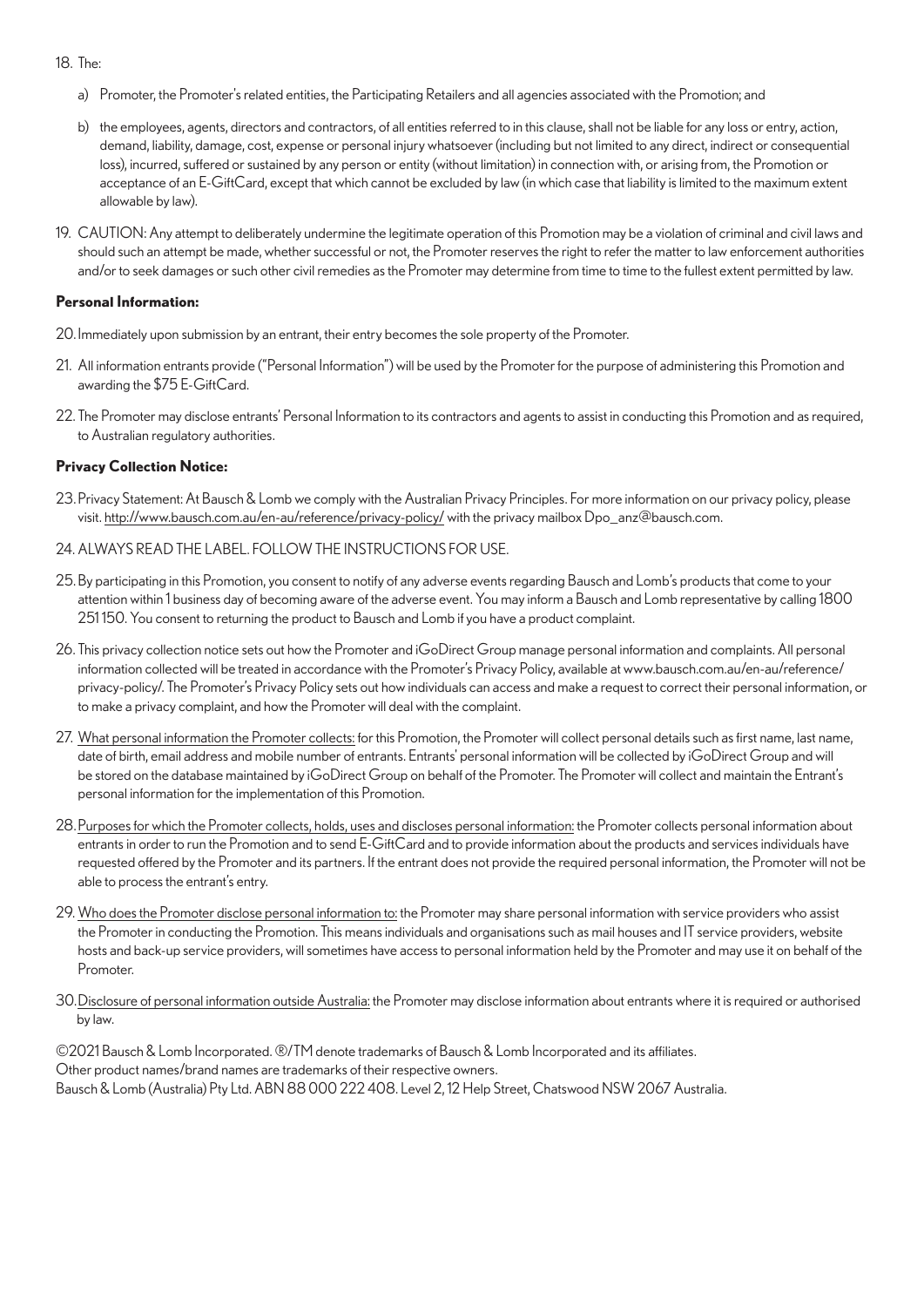18. The:

    a) Promoter, the Promoter's related entities, the Participating Retailers and all agencies associated with the Promotion; and

    b) the employees, agents, directors and contractors, of all entities referred to in this clause, shall not be liable for any loss or entry, action, demand, liability, damage, cost, expense or personal injury whatsoever (including but not limited to any direct, indirect or consequential loss), incurred, suffered or sustained by any person or entity (without limitation) in connection with, or arising from, the Promotion or acceptance of an E-GiftCard, except that which cannot be excluded by law (in which case that liability is limited to the maximum extent allowable by law).

19. CAUTION: Any attempt to deliberately undermine the legitimate operation of this Promotion may be a violation of criminal and civil laws and should such an attempt be made, whether successful or not, the Promoter reserves the right to refer the matter to law enforcement authorities and/or to seek damages or such other civil remedies as the Promoter may determine from time to time to the fullest extent permitted by law.

**Personal Information:**

20. Immediately upon submission by an entrant, their entry becomes the sole property of the Promoter.

21. All information entrants provide ("Personal Information") will be used by the Promoter for the purpose of administering this Promotion and awarding the $75 E-GiftCard.

22. The Promoter may disclose entrants' Personal Information to its contractors and agents to assist in conducting this Promotion and as required, to Australian regulatory authorities.

**Privacy Collection Notice:**

23. Privacy Statement: At Bausch & Lomb we comply with the Australian Privacy Principles. For more information on our privacy policy, please visit. http://www.bausch.com.au/en-au/reference/privacy-policy/ with the privacy mailbox Dpo_anz@bausch.com.

24. ALWAYS READ THE LABEL. FOLLOW THE INSTRUCTIONS FOR USE.

25. By participating in this Promotion, you consent to notify of any adverse events regarding Bausch and Lomb's products that come to your attention within 1 business day of becoming aware of the adverse event. You may inform a Bausch and Lomb representative by calling 1800 251 150. You consent to returning the product to Bausch and Lomb if you have a product complaint.

26. This privacy collection notice sets out how the Promoter and iGoDirect Group manage personal information and complaints. All personal information collected will be treated in accordance with the Promoter's Privacy Policy, available at www.bausch.com.au/en-au/reference/privacy-policy/. The Promoter's Privacy Policy sets out how individuals can access and make a request to correct their personal information, or to make a privacy complaint, and how the Promoter will deal with the complaint.

27. What personal information the Promoter collects: for this Promotion, the Promoter will collect personal details such as first name, last name, date of birth, email address and mobile number of entrants. Entrants' personal information will be collected by iGoDirect Group and will be stored on the database maintained by iGoDirect Group on behalf of the Promoter. The Promoter will collect and maintain the Entrant's personal information for the implementation of this Promotion.

28. Purposes for which the Promoter collects, holds, uses and discloses personal information: the Promoter collects personal information about entrants in order to run the Promotion and to send E-GiftCard and to provide information about the products and services individuals have requested offered by the Promoter and its partners. If the entrant does not provide the required personal information, the Promoter will not be able to process the entrant's entry.

29. Who does the Promoter disclose personal information to: the Promoter may share personal information with service providers who assist the Promoter in conducting the Promotion. This means individuals and organisations such as mail houses and IT service providers, website hosts and back-up service providers, will sometimes have access to personal information held by the Promoter and may use it on behalf of the Promoter.

30. Disclosure of personal information outside Australia: the Promoter may disclose information about entrants where it is required or authorised by law.

©2021 Bausch & Lomb Incorporated. ®/TM denote trademarks of Bausch & Lomb Incorporated and its affiliates.
Other product names/brand names are trademarks of their respective owners.
Bausch & Lomb (Australia) Pty Ltd. ABN 88 000 222 408. Level 2, 12 Help Street, Chatswood NSW 2067 Australia.